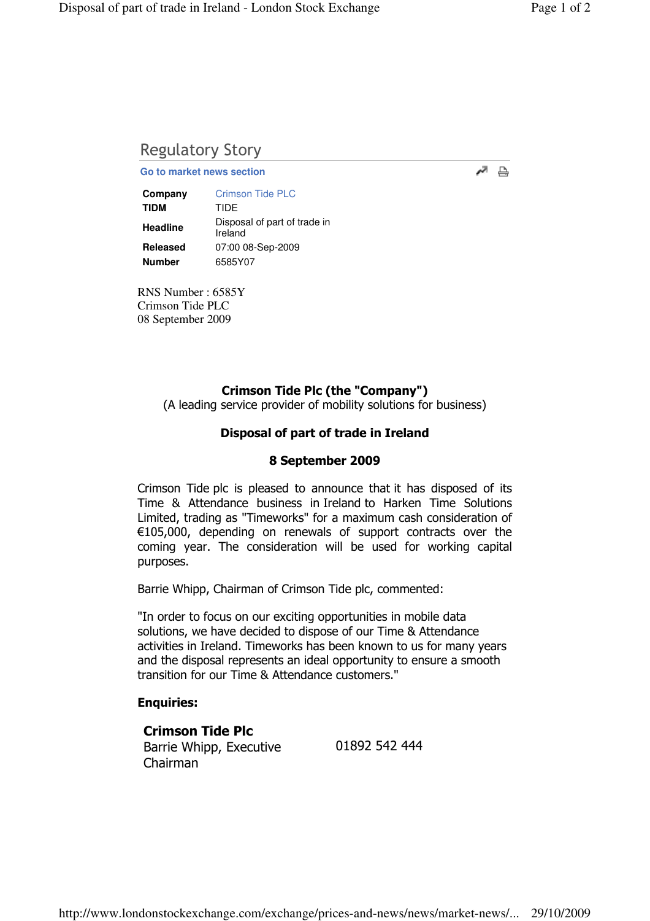# Regulatory Story

Go to market news section

| | |
|---|---|
| **Company** | Crimson Tide PLC |
| **TIDM** | TIDE |
| **Headline** | Disposal of part of trade in Ireland |
| **Released** | 07:00 08-Sep-2009 |
| **Number** | 6585Y07 |

RNS Number : 6585Y
Crimson Tide PLC
08 September 2009

**Crimson Tide Plc (the "Company")**
(A leading service provider of mobility solutions for business)

**Disposal of part of trade in Ireland**

**8 September 2009**

Crimson Tide plc is pleased to announce that it has disposed of its Time & Attendance business in Ireland to Harken Time Solutions Limited, trading as "Timeworks" for a maximum cash consideration of €105,000, depending on renewals of support contracts over the coming year. The consideration will be used for working capital purposes.

Barrie Whipp, Chairman of Crimson Tide plc, commented:

"In order to focus on our exciting opportunities in mobile data solutions, we have decided to dispose of our Time & Attendance activities in Ireland. Timeworks has been known to us for many years and the disposal represents an ideal opportunity to ensure a smooth transition for our Time & Attendance customers."

**Enquiries:**

| | |
|---|---|
| **Crimson Tide Plc** | |
| Barrie Whipp, Executive Chairman | 01892 542 444 |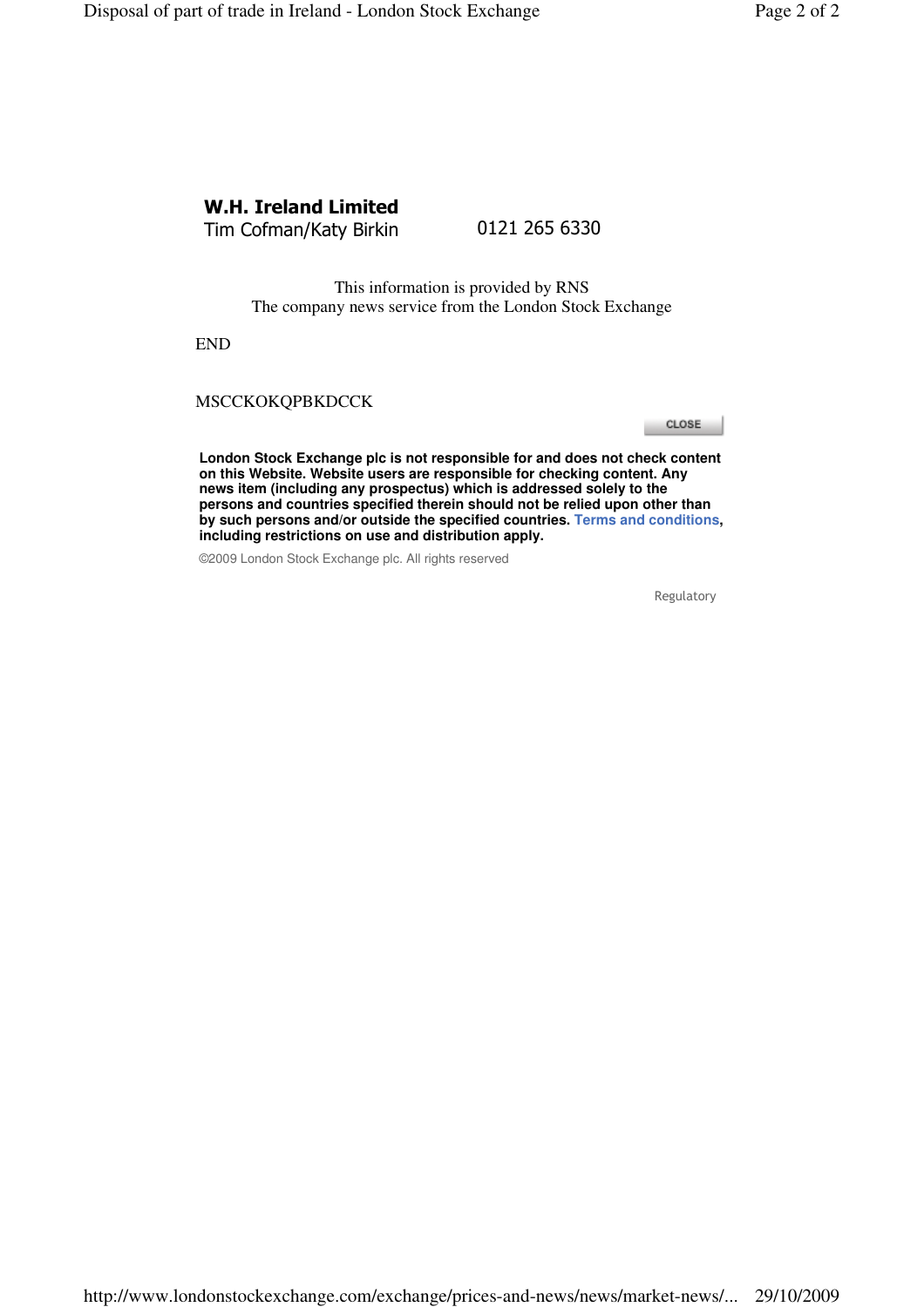**W.H. Ireland Limited**

Tim Cofman/Katy Birkin 0121 265 6330

This information is provided by RNS
The company news service from the London Stock Exchange

END

MSCCKOKQPBKDCCK

CLOSE

**London Stock Exchange plc is not responsible for and does not check content on this Website. Website users are responsible for checking content. Any news item (including any prospectus) which is addressed solely to the persons and countries specified therein should not be relied upon other than by such persons and/or outside the specified countries. Terms and conditions, including restrictions on use and distribution apply.**

©2009 London Stock Exchange plc. All rights reserved

Regulatory